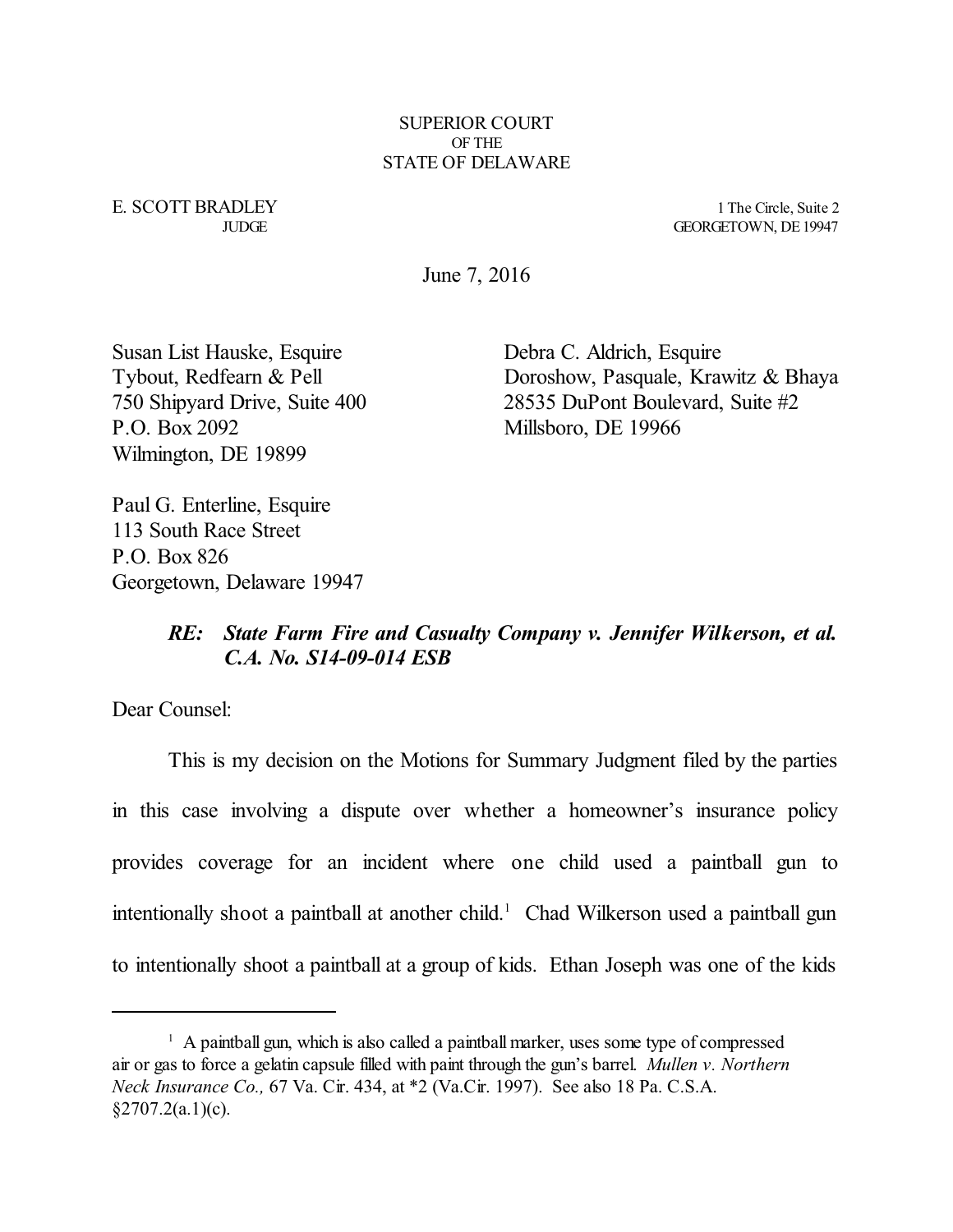SUPERIOR COURT
OF THE
STATE OF DELAWARE

E. SCOTT BRADLEY
JUDGE

1 The Circle, Suite 2
GEORGETOWN, DE 19947

June 7, 2016

Susan List Hauske, Esquire
Tybout, Redfearn & Pell
750 Shipyard Drive, Suite 400
P.O. Box 2092
Wilmington, DE 19899

Debra C. Aldrich, Esquire
Doroshow, Pasquale, Krawitz & Bhaya
28535 DuPont Boulevard, Suite #2
Millsboro, DE 19966

Paul G. Enterline, Esquire
113 South Race Street
P.O. Box 826
Georgetown, Delaware 19947

***RE: State Farm Fire and Casualty Company v. Jennifer Wilkerson, et al. C.A. No. S14-09-014 ESB***

Dear Counsel:

This is my decision on the Motions for Summary Judgment filed by the parties in this case involving a dispute over whether a homeowner's insurance policy provides coverage for an incident where one child used a paintball gun to intentionally shoot a paintball at another child.[1] Chad Wilkerson used a paintball gun to intentionally shoot a paintball at a group of kids. Ethan Joseph was one of the kids

---

[1] A paintball gun, which is also called a paintball marker, uses some type of compressed air or gas to force a gelatin capsule filled with paint through the gun's barrel. *Mullen v. Northern Neck Insurance Co.,* 67 Va. Cir. 434, at *2 (Va.Cir. 1997). See also 18 Pa. C.S.A. §2707.2(a.1)(c).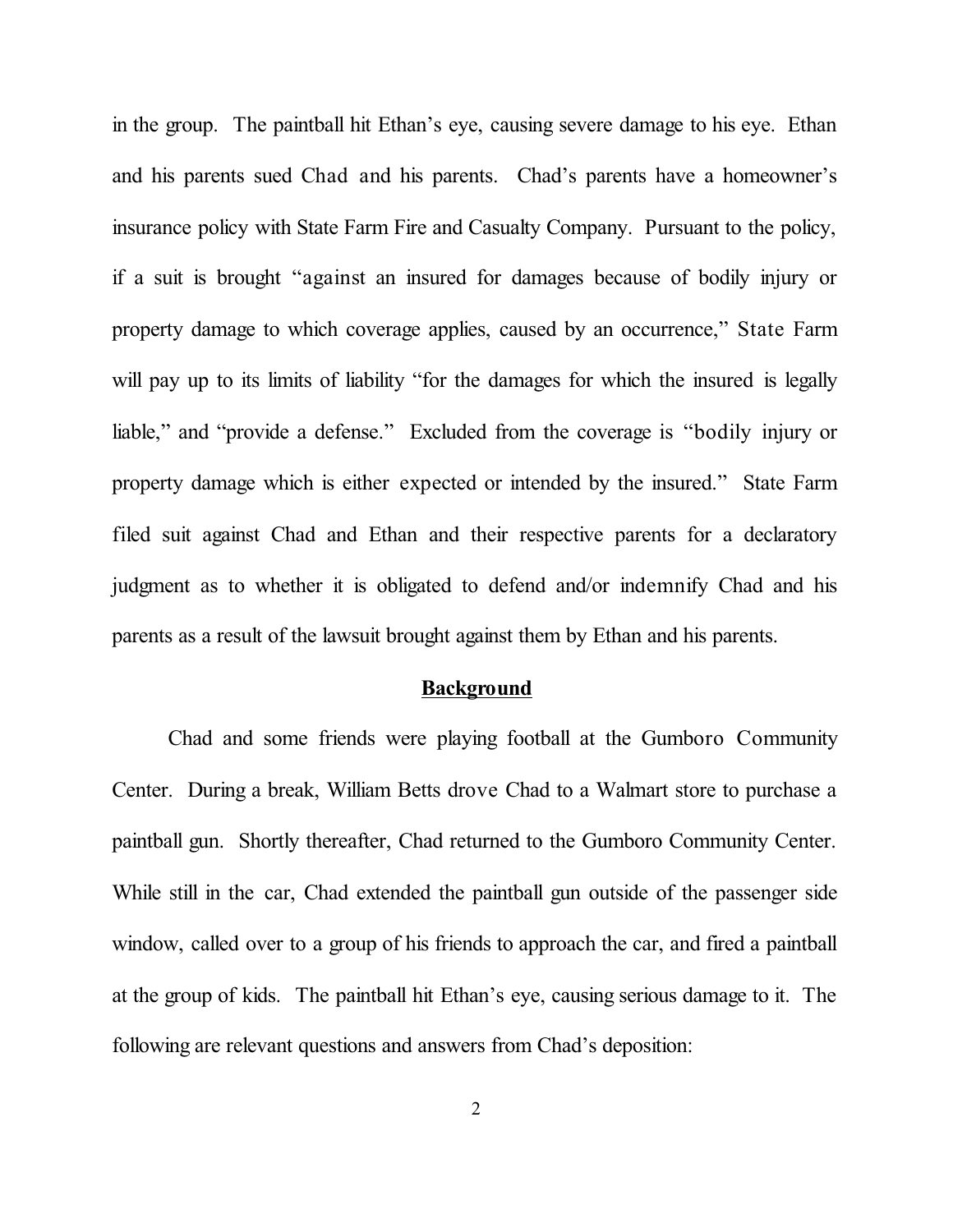in the group. The paintball hit Ethan's eye, causing severe damage to his eye. Ethan and his parents sued Chad and his parents. Chad's parents have a homeowner's insurance policy with State Farm Fire and Casualty Company. Pursuant to the policy, if a suit is brought "against an insured for damages because of bodily injury or property damage to which coverage applies, caused by an occurrence," State Farm will pay up to its limits of liability "for the damages for which the insured is legally liable," and "provide a defense." Excluded from the coverage is "bodily injury or property damage which is either expected or intended by the insured." State Farm filed suit against Chad and Ethan and their respective parents for a declaratory judgment as to whether it is obligated to defend and/or indemnify Chad and his parents as a result of the lawsuit brought against them by Ethan and his parents.

## Background

Chad and some friends were playing football at the Gumboro Community Center. During a break, William Betts drove Chad to a Walmart store to purchase a paintball gun. Shortly thereafter, Chad returned to the Gumboro Community Center. While still in the car, Chad extended the paintball gun outside of the passenger side window, called over to a group of his friends to approach the car, and fired a paintball at the group of kids. The paintball hit Ethan's eye, causing serious damage to it. The following are relevant questions and answers from Chad's deposition: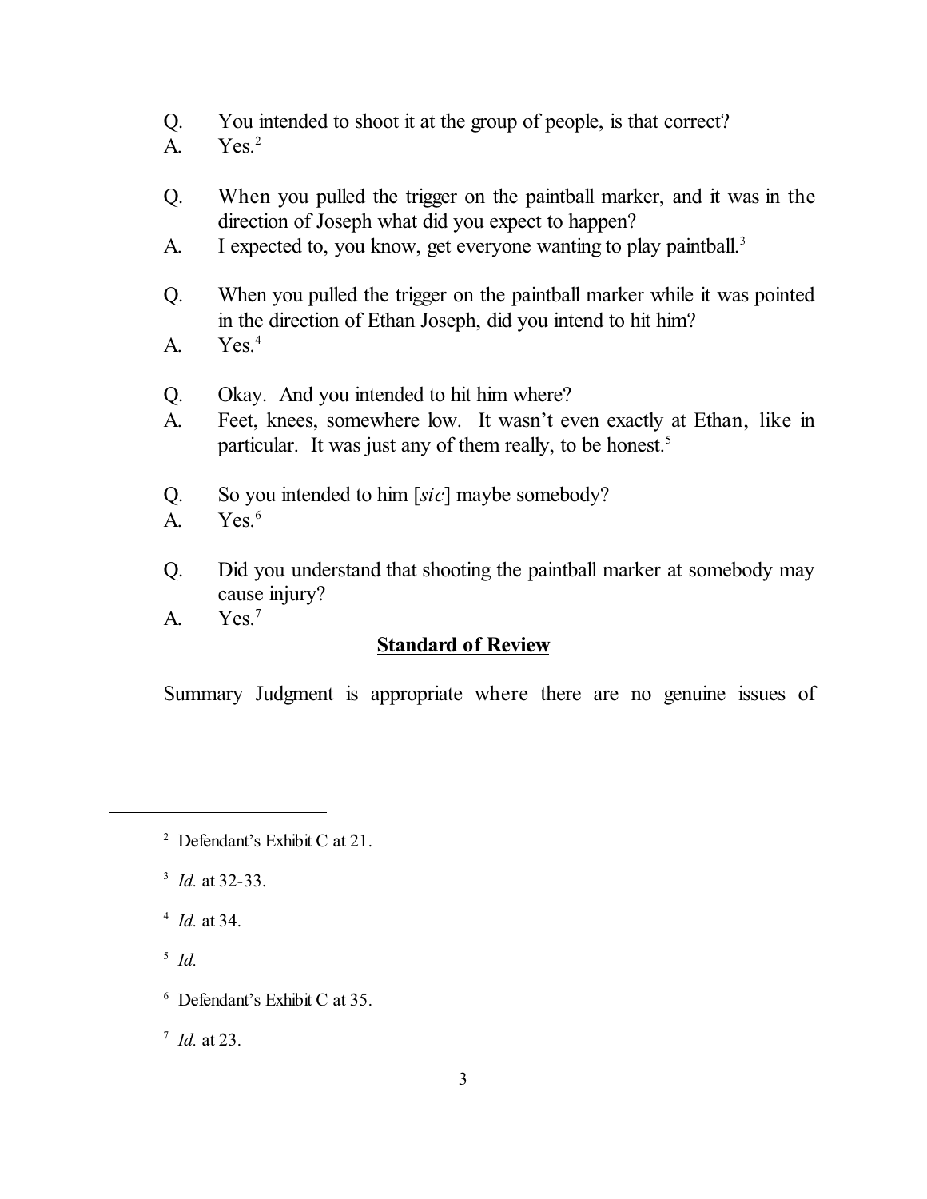Q. You intended to shoot it at the group of people, is that correct?
A. Yes.[2]

Q. When you pulled the trigger on the paintball marker, and it was in the direction of Joseph what did you expect to happen?
A. I expected to, you know, get everyone wanting to play paintball.[3]

Q. When you pulled the trigger on the paintball marker while it was pointed in the direction of Ethan Joseph, did you intend to hit him?
A. Yes.[4]

Q. Okay. And you intended to hit him where?
A. Feet, knees, somewhere low. It wasn't even exactly at Ethan, like in particular. It was just any of them really, to be honest.[5]

Q. So you intended to him [*sic*] maybe somebody?
A. Yes.[6]

Q. Did you understand that shooting the paintball marker at somebody may cause injury?
A. Yes.[7]

## **Standard of Review**

Summary Judgment is appropriate where there are no genuine issues of

---

[2] Defendant's Exhibit C at 21.

[3] *Id.* at 32-33.

[4] *Id.* at 34.

[5] *Id.*

[6] Defendant's Exhibit C at 35.

[7] *Id.* at 23.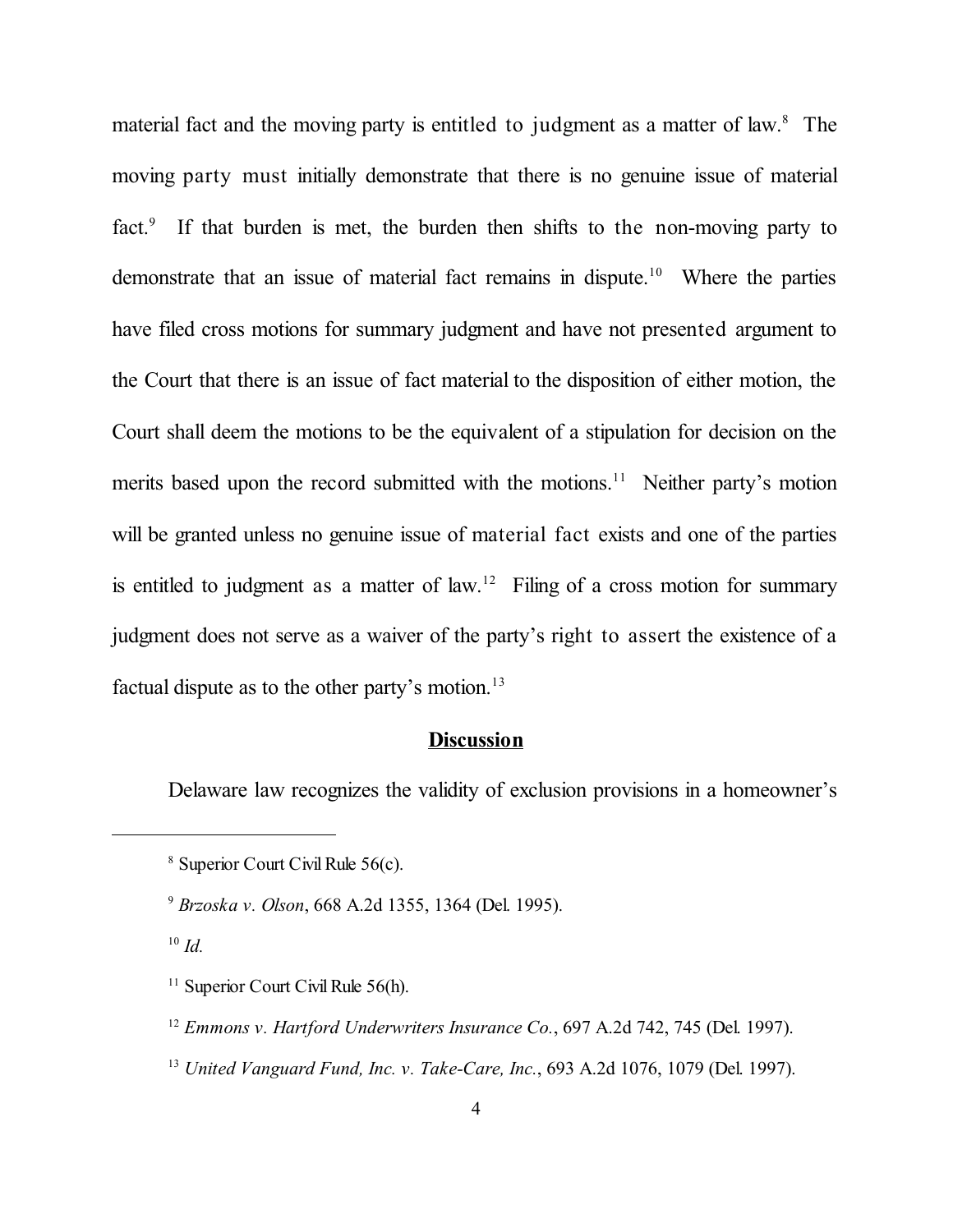material fact and the moving party is entitled to judgment as a matter of law.[8] The moving party must initially demonstrate that there is no genuine issue of material fact.[9] If that burden is met, the burden then shifts to the non-moving party to demonstrate that an issue of material fact remains in dispute.[10] Where the parties have filed cross motions for summary judgment and have not presented argument to the Court that there is an issue of fact material to the disposition of either motion, the Court shall deem the motions to be the equivalent of a stipulation for decision on the merits based upon the record submitted with the motions.[11] Neither party's motion will be granted unless no genuine issue of material fact exists and one of the parties is entitled to judgment as a matter of law.[12] Filing of a cross motion for summary judgment does not serve as a waiver of the party's right to assert the existence of a factual dispute as to the other party's motion.[13]

## Discussion

Delaware law recognizes the validity of exclusion provisions in a homeowner's

---

[8] Superior Court Civil Rule 56(c).

[9] *Brzoska v. Olson*, 668 A.2d 1355, 1364 (Del. 1995).

[10] *Id.*

[11] Superior Court Civil Rule 56(h).

[12] *Emmons v. Hartford Underwriters Insurance Co.*, 697 A.2d 742, 745 (Del. 1997).

[13] *United Vanguard Fund, Inc. v. Take-Care, Inc.*, 693 A.2d 1076, 1079 (Del. 1997).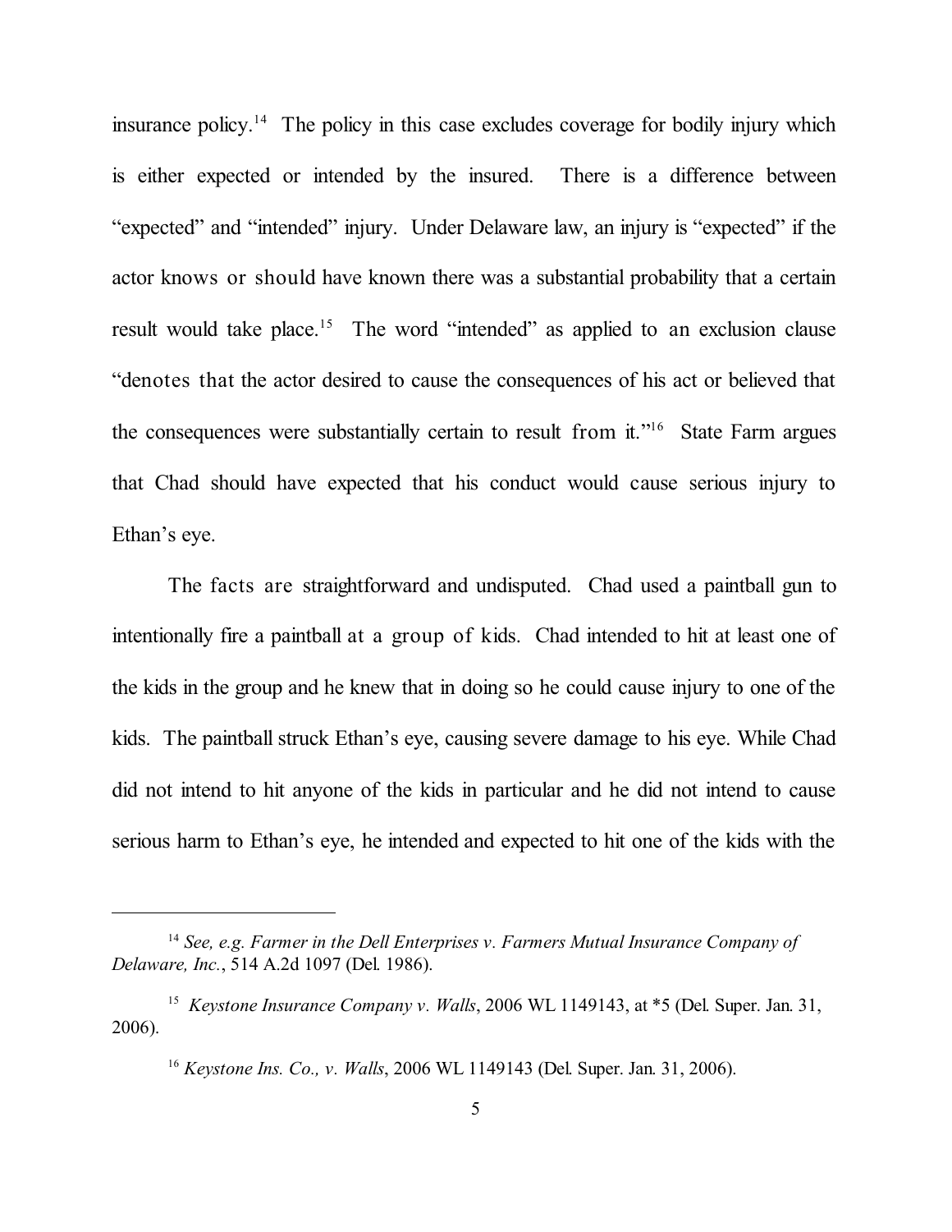insurance policy.[14] The policy in this case excludes coverage for bodily injury which is either expected or intended by the insured. There is a difference between "expected" and "intended" injury. Under Delaware law, an injury is "expected" if the actor knows or should have known there was a substantial probability that a certain result would take place.[15] The word "intended" as applied to an exclusion clause "denotes that the actor desired to cause the consequences of his act or believed that the consequences were substantially certain to result from it."[16] State Farm argues that Chad should have expected that his conduct would cause serious injury to Ethan's eye.

The facts are straightforward and undisputed. Chad used a paintball gun to intentionally fire a paintball at a group of kids. Chad intended to hit at least one of the kids in the group and he knew that in doing so he could cause injury to one of the kids. The paintball struck Ethan's eye, causing severe damage to his eye. While Chad did not intend to hit anyone of the kids in particular and he did not intend to cause serious harm to Ethan's eye, he intended and expected to hit one of the kids with the

---

[14] *See, e.g. Farmer in the Dell Enterprises v. Farmers Mutual Insurance Company of Delaware, Inc.*, 514 A.2d 1097 (Del. 1986).

[15] *Keystone Insurance Company v. Walls*, 2006 WL 1149143, at *5 (Del. Super. Jan. 31, 2006).

[16] *Keystone Ins. Co., v. Walls*, 2006 WL 1149143 (Del. Super. Jan. 31, 2006).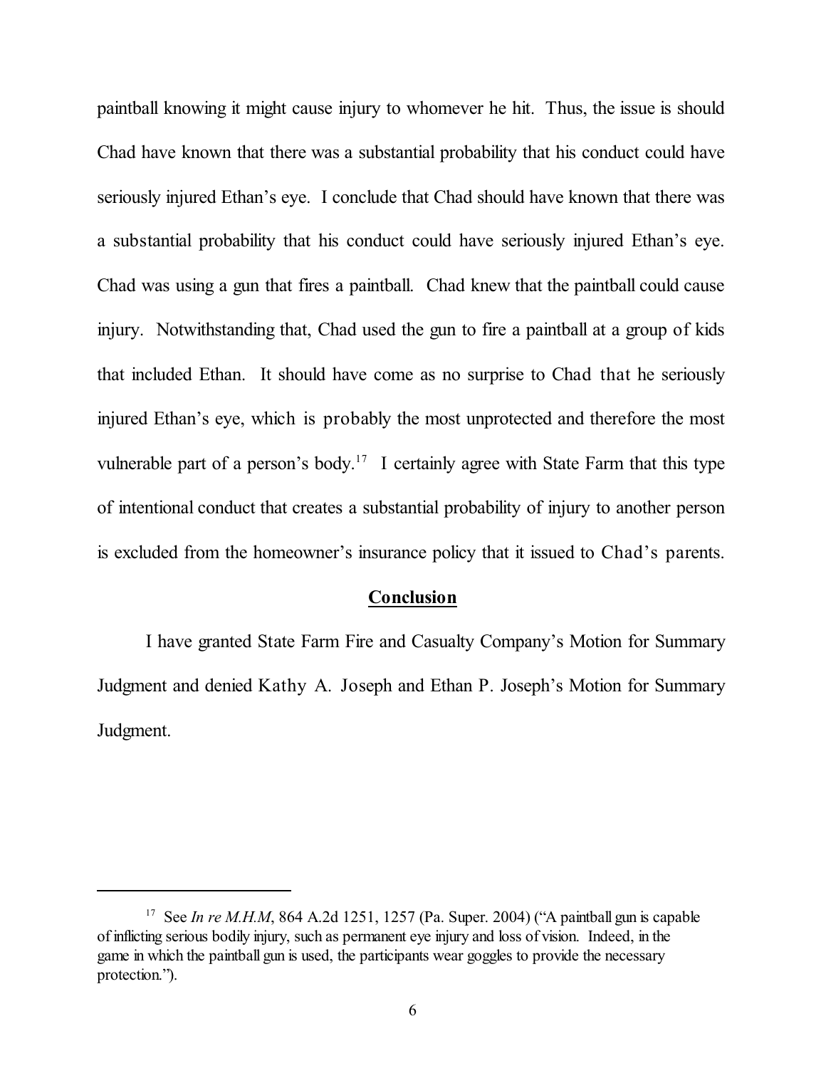paintball knowing it might cause injury to whomever he hit. Thus, the issue is should Chad have known that there was a substantial probability that his conduct could have seriously injured Ethan's eye. I conclude that Chad should have known that there was a substantial probability that his conduct could have seriously injured Ethan's eye. Chad was using a gun that fires a paintball. Chad knew that the paintball could cause injury. Notwithstanding that, Chad used the gun to fire a paintball at a group of kids that included Ethan. It should have come as no surprise to Chad that he seriously injured Ethan's eye, which is probably the most unprotected and therefore the most vulnerable part of a person's body.[17] I certainly agree with State Farm that this type of intentional conduct that creates a substantial probability of injury to another person is excluded from the homeowner's insurance policy that it issued to Chad's parents.

## **Conclusion**

I have granted State Farm Fire and Casualty Company's Motion for Summary Judgment and denied Kathy A. Joseph and Ethan P. Joseph's Motion for Summary Judgment.

---

[17] See *In re M.H.M*, 864 A.2d 1251, 1257 (Pa. Super. 2004) ("A paintball gun is capable of inflicting serious bodily injury, such as permanent eye injury and loss of vision. Indeed, in the game in which the paintball gun is used, the participants wear goggles to provide the necessary protection.").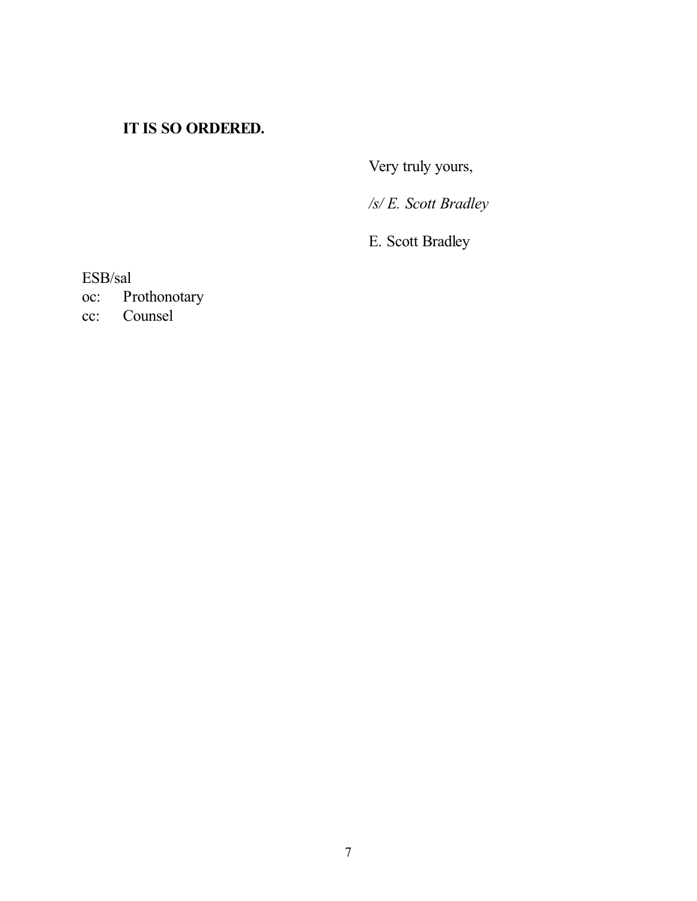**IT IS SO ORDERED.**

Very truly yours,

*/s/ E. Scott Bradley*

E. Scott Bradley

ESB/sal
oc: Prothonotary
cc: Counsel